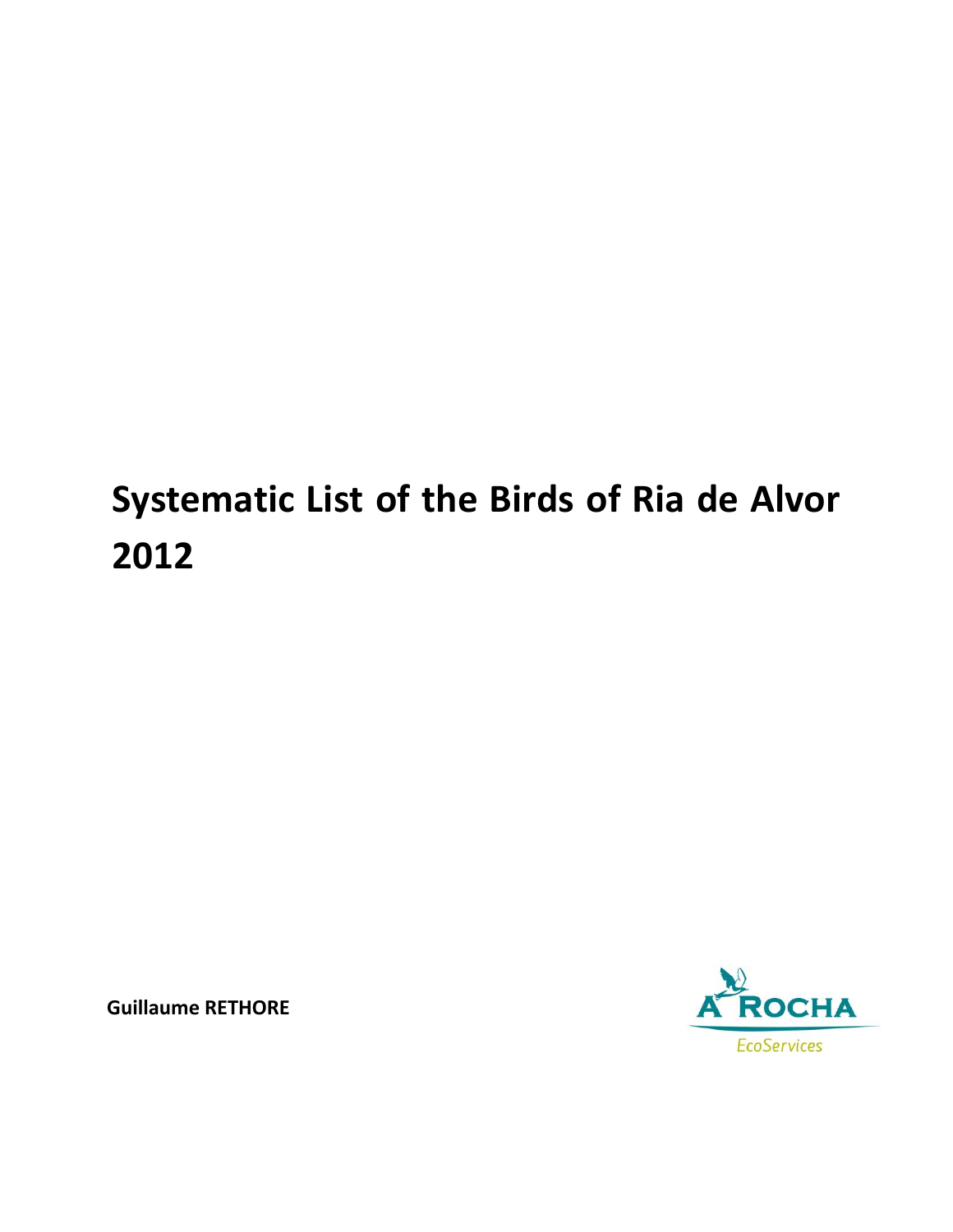# Systematic List of the Birds of Ria de Alvor 2012

**Guillaume RETHORE**

A ROCHA

*EcoServices*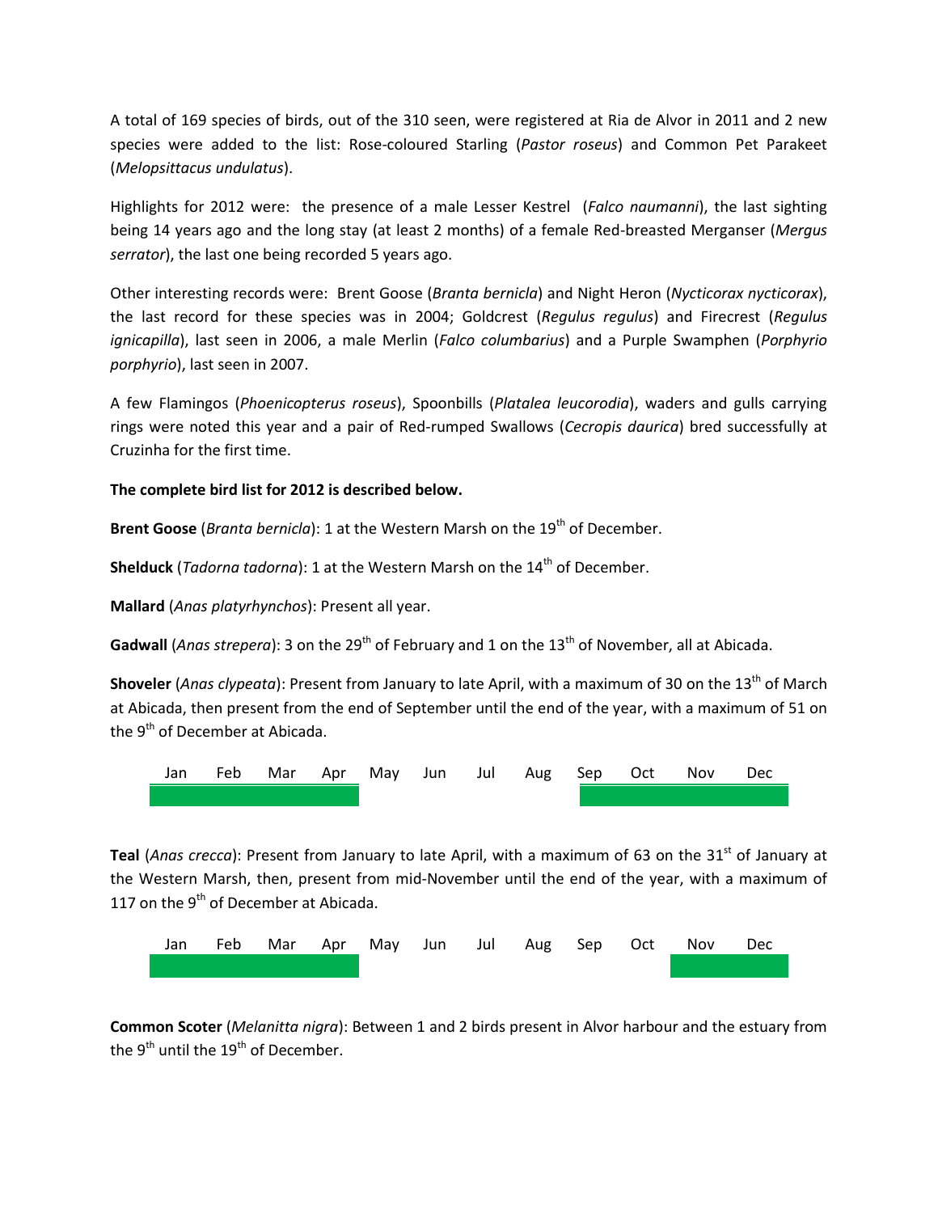A total of 169 species of birds, out of the 310 seen, were registered at Ria de Alvor in 2011 and 2 new species were added to the list: Rose-coloured Starling (*Pastor roseus*) and Common Pet Parakeet (*Melopsittacus undulatus*).

Highlights for 2012 were: the presence of a male Lesser Kestrel (*Falco naumanni*), the last sighting being 14 years ago and the long stay (at least 2 months) of a female Red-breasted Merganser (*Mergus serrator*), the last one being recorded 5 years ago.

Other interesting records were: Brent Goose (*Branta bernicla*) and Night Heron (*Nycticorax nycticorax*), the last record for these species was in 2004; Goldcrest (*Regulus regulus*) and Firecrest (*Regulus ignicapilla*), last seen in 2006, a male Merlin (*Falco columbarius*) and a Purple Swamphen (*Porphyrio porphyrio*), last seen in 2007.

A few Flamingos (*Phoenicopterus roseus*), Spoonbills (*Platalea leucorodia*), waders and gulls carrying rings were noted this year and a pair of Red-rumped Swallows (*Cecropis daurica*) bred successfully at Cruzinha for the first time.

**The complete bird list for 2012 is described below.**

**Brent Goose** (*Branta bernicla*): 1 at the Western Marsh on the 19th of December.

**Shelduck** (*Tadorna tadorna*): 1 at the Western Marsh on the 14th of December.

**Mallard** (*Anas platyrhynchos*): Present all year.

**Gadwall** (*Anas strepera*): 3 on the 29th of February and 1 on the 13th of November, all at Abicada.

**Shoveler** (*Anas clypeata*): Present from January to late April, with a maximum of 30 on the 13th of March at Abicada, then present from the end of September until the end of the year, with a maximum of 51 on the 9th of December at Abicada.

| Jan | Feb | Mar | Apr | May | Jun | Jul | Aug | Sep | Oct | Nov | Dec |
|---|---|---|---|---|---|---|---|---|---|---|---|
| ■ | ■ | ■ | ■ | | | | | ■ | ■ | ■ | ■ |

**Teal** (*Anas crecca*): Present from January to late April, with a maximum of 63 on the 31st of January at the Western Marsh, then, present from mid-November until the end of the year, with a maximum of 117 on the 9th of December at Abicada.

| Jan | Feb | Mar | Apr | May | Jun | Jul | Aug | Sep | Oct | Nov | Dec |
|---|---|---|---|---|---|---|---|---|---|---|---|
| ■ | ■ | ■ | ■ | | | | | | | ■ | ■ |

**Common Scoter** (*Melanitta nigra*): Between 1 and 2 birds present in Alvor harbour and the estuary from the 9th until the 19th of December.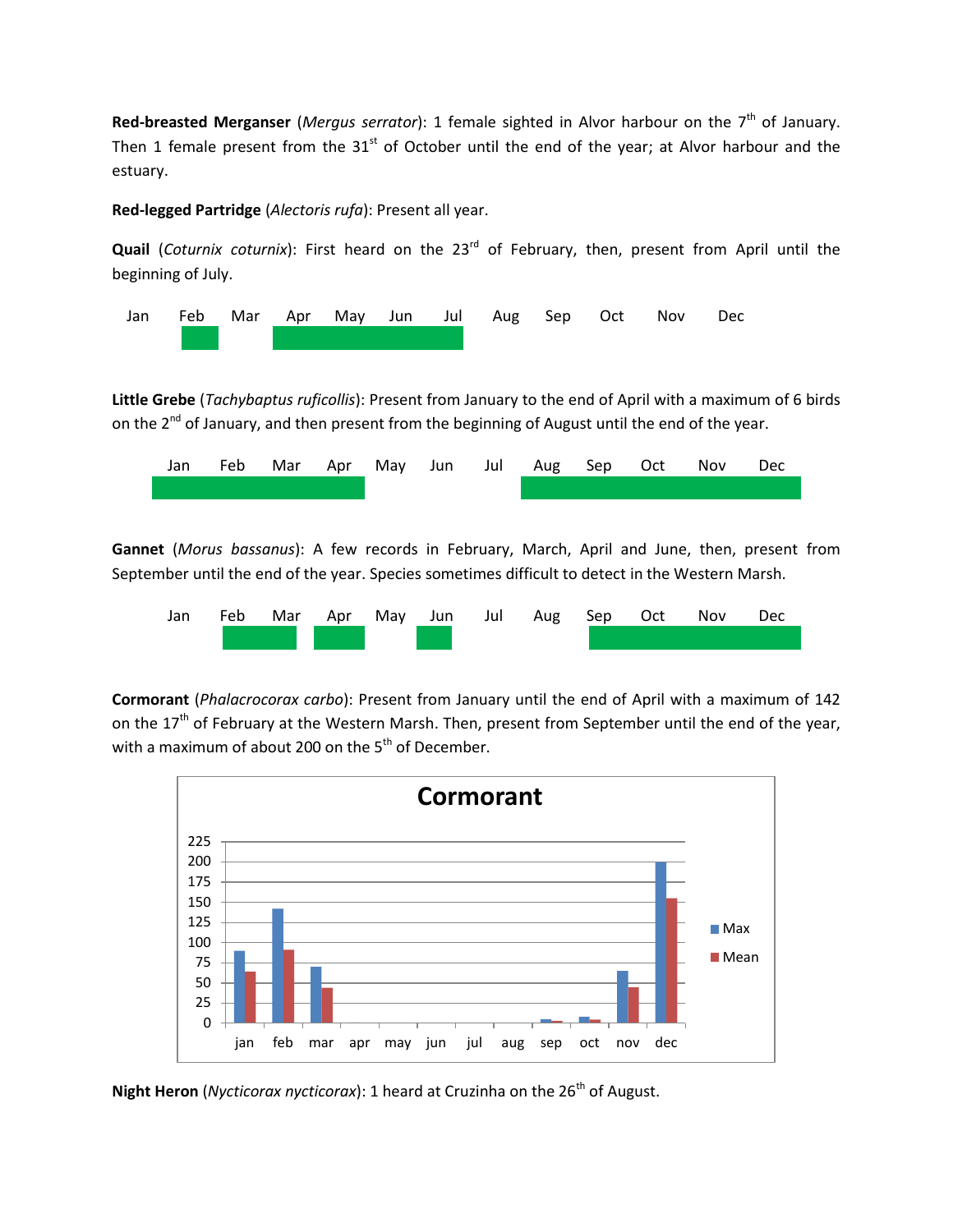**Red-breasted Merganser** (*Mergus serrator*): 1 female sighted in Alvor harbour on the 7th of January. Then 1 female present from the 31st of October until the end of the year; at Alvor harbour and the estuary.

**Red-legged Partridge** (*Alectoris rufa*): Present all year.

**Quail** (*Coturnix coturnix*): First heard on the 23rd of February, then, present from April until the beginning of July.

| Jan | Feb | Mar | Apr | May | Jun | Jul | Aug | Sep | Oct | Nov | Dec |
|---|---|---|---|---|---|---|---|---|---|---|---|

**Little Grebe** (*Tachybaptus ruficollis*): Present from January to the end of April with a maximum of 6 birds on the 2nd of January, and then present from the beginning of August until the end of the year.

| Jan | Feb | Mar | Apr | May | Jun | Jul | Aug | Sep | Oct | Nov | Dec |
|---|---|---|---|---|---|---|---|---|---|---|---|

**Gannet** (*Morus bassanus*): A few records in February, March, April and June, then, present from September until the end of the year. Species sometimes difficult to detect in the Western Marsh.

| Jan | Feb | Mar | Apr | May | Jun | Jul | Aug | Sep | Oct | Nov | Dec |
|---|---|---|---|---|---|---|---|---|---|---|---|

**Cormorant** (*Phalacrocorax carbo*): Present from January until the end of April with a maximum of 142 on the 17th of February at the Western Marsh. Then, present from September until the end of the year, with a maximum of about 200 on the 5th of December.

**Cormorant**

| | jan | feb | mar | apr | may | jun | jul | aug | sep | oct | nov | dec |
|---|---|---|---|---|---|---|---|---|---|---|---|---|
| Max | 90 | 142 | 70 | | | | | | 4 | 8 | 65 | 200 |
| Mean | 64 | 91 | 44 | | | | | | 2 | 4 | 44 | 155 |

**Night Heron** (*Nycticorax nycticorax*): 1 heard at Cruzinha on the 26th of August.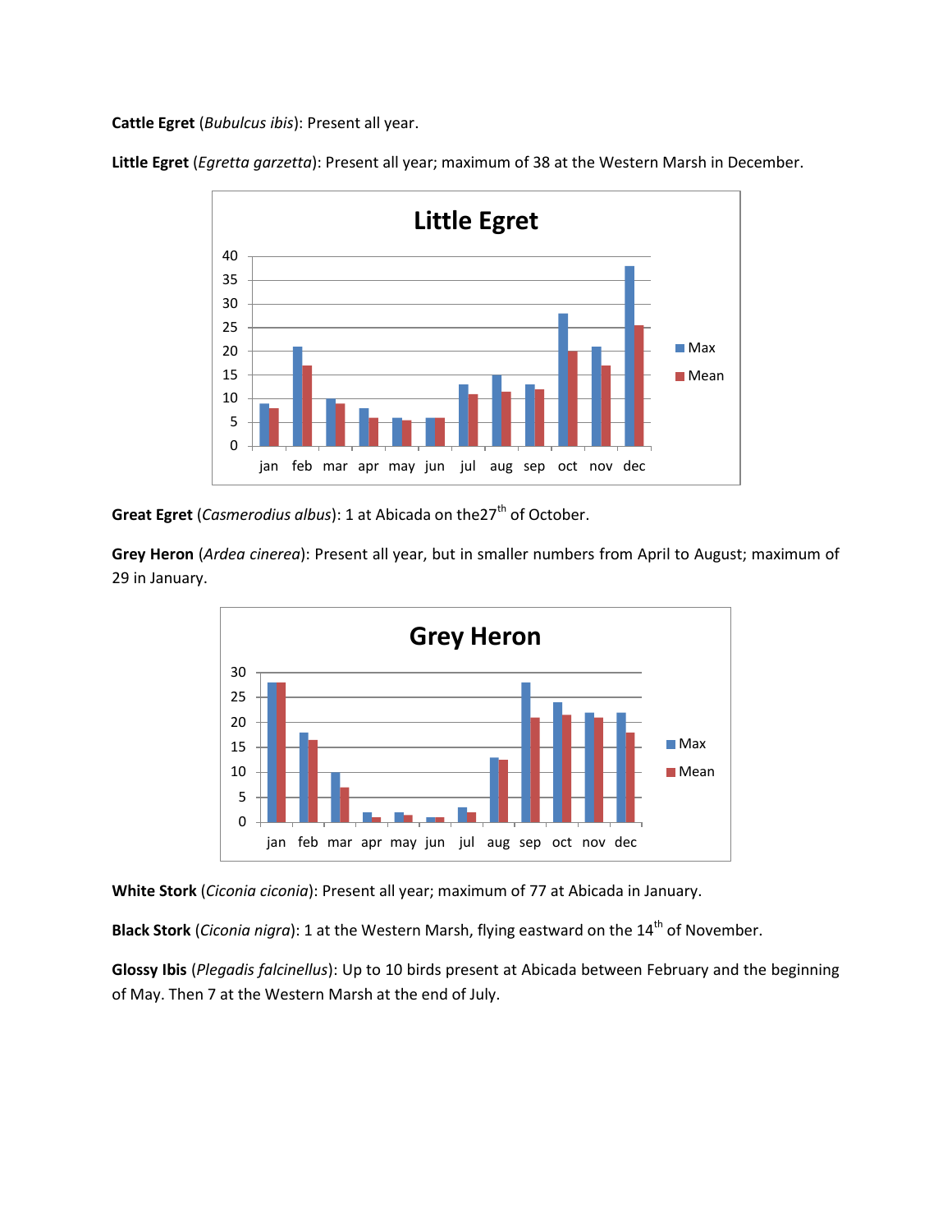**Cattle Egret** (*Bubulcus ibis*): Present all year.

**Little Egret** (*Egretta garzetta*): Present all year; maximum of 38 at the Western Marsh in December.

**Great Egret** (*Casmerodius albus*): 1 at Abicada on the27th of October.

**Grey Heron** (*Ardea cinerea*): Present all year, but in smaller numbers from April to August; maximum of 29 in January.

**White Stork** (*Ciconia ciconia*): Present all year; maximum of 77 at Abicada in January.

**Black Stork** (*Ciconia nigra*): 1 at the Western Marsh, flying eastward on the 14th of November.

**Glossy Ibis** (*Plegadis falcinellus*): Up to 10 birds present at Abicada between February and the beginning of May. Then 7 at the Western Marsh at the end of July.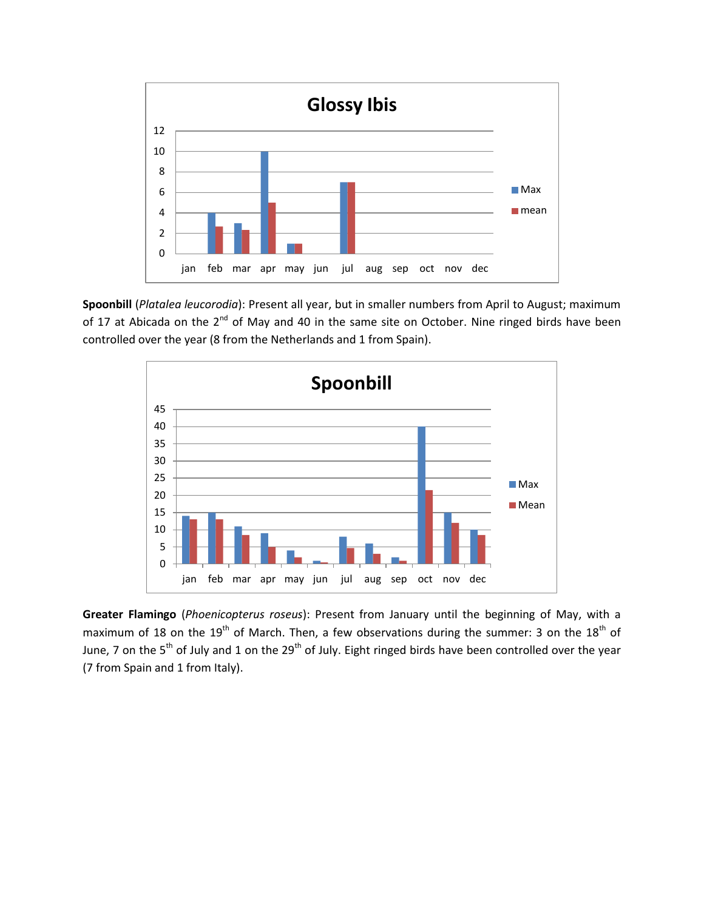**Spoonbill** (*Platalea leucorodia*): Present all year, but in smaller numbers from April to August; maximum of 17 at Abicada on the 2nd of May and 40 in the same site on October. Nine ringed birds have been controlled over the year (8 from the Netherlands and 1 from Spain).

**Greater Flamingo** (*Phoenicopterus roseus*): Present from January until the beginning of May, with a maximum of 18 on the 19th of March. Then, a few observations during the summer: 3 on the 18th of June, 7 on the 5th of July and 1 on the 29th of July. Eight ringed birds have been controlled over the year (7 from Spain and 1 from Italy).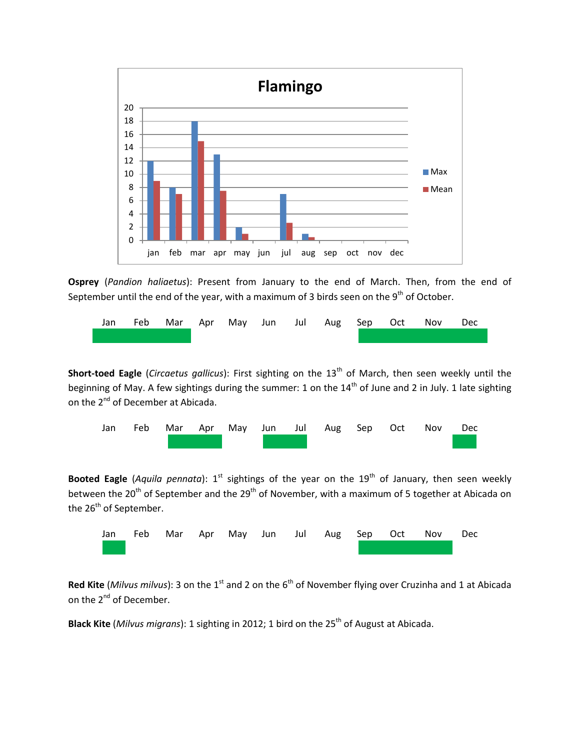**Flamingo**

| | jan | feb | mar | apr | may | jun | jul | aug | sep | oct | nov | dec |
|---|---|---|---|---|---|---|---|---|---|---|---|---|
| Max | 12 | 8 | 18 | 13 | 2 | | 7 | 1 | | | | |
| Mean | 9 | 7 | 15 | 7.5 | 1 | | 2.7 | 0.5 | | | | |

**Osprey** (*Pandion haliaetus*): Present from January to the end of March. Then, from the end of September until the end of the year, with a maximum of 3 birds seen on the 9th of October.

| Jan | Feb | Mar | Apr | May | Jun | Jul | Aug | Sep | Oct | Nov | Dec |
|---|---|---|---|---|---|---|---|---|---|---|---|
| ■ | ■ | ■ | | | | | | ■ | ■ | ■ | ■ |

**Short-toed Eagle** (*Circaetus gallicus*): First sighting on the 13th of March, then seen weekly until the beginning of May. A few sightings during the summer: 1 on the 14th of June and 2 in July. 1 late sighting on the 2nd of December at Abicada.

| Jan | Feb | Mar | Apr | May | Jun | Jul | Aug | Sep | Oct | Nov | Dec |
|---|---|---|---|---|---|---|---|---|---|---|---|
| | | ■ | ■ | | ■ | ■ | | | | | ■ |

**Booted Eagle** (*Aquila pennata*): 1st sightings of the year on the 19th of January, then seen weekly between the 20th of September and the 29th of November, with a maximum of 5 together at Abicada on the 26th of September.

| Jan | Feb | Mar | Apr | May | Jun | Jul | Aug | Sep | Oct | Nov | Dec |
|---|---|---|---|---|---|---|---|---|---|---|---|
| ■ | | | | | | | | ■ | ■ | ■ | |

**Red Kite** (*Milvus milvus*): 3 on the 1st and 2 on the 6th of November flying over Cruzinha and 1 at Abicada on the 2nd of December.

**Black Kite** (*Milvus migrans*): 1 sighting in 2012; 1 bird on the 25th of August at Abicada.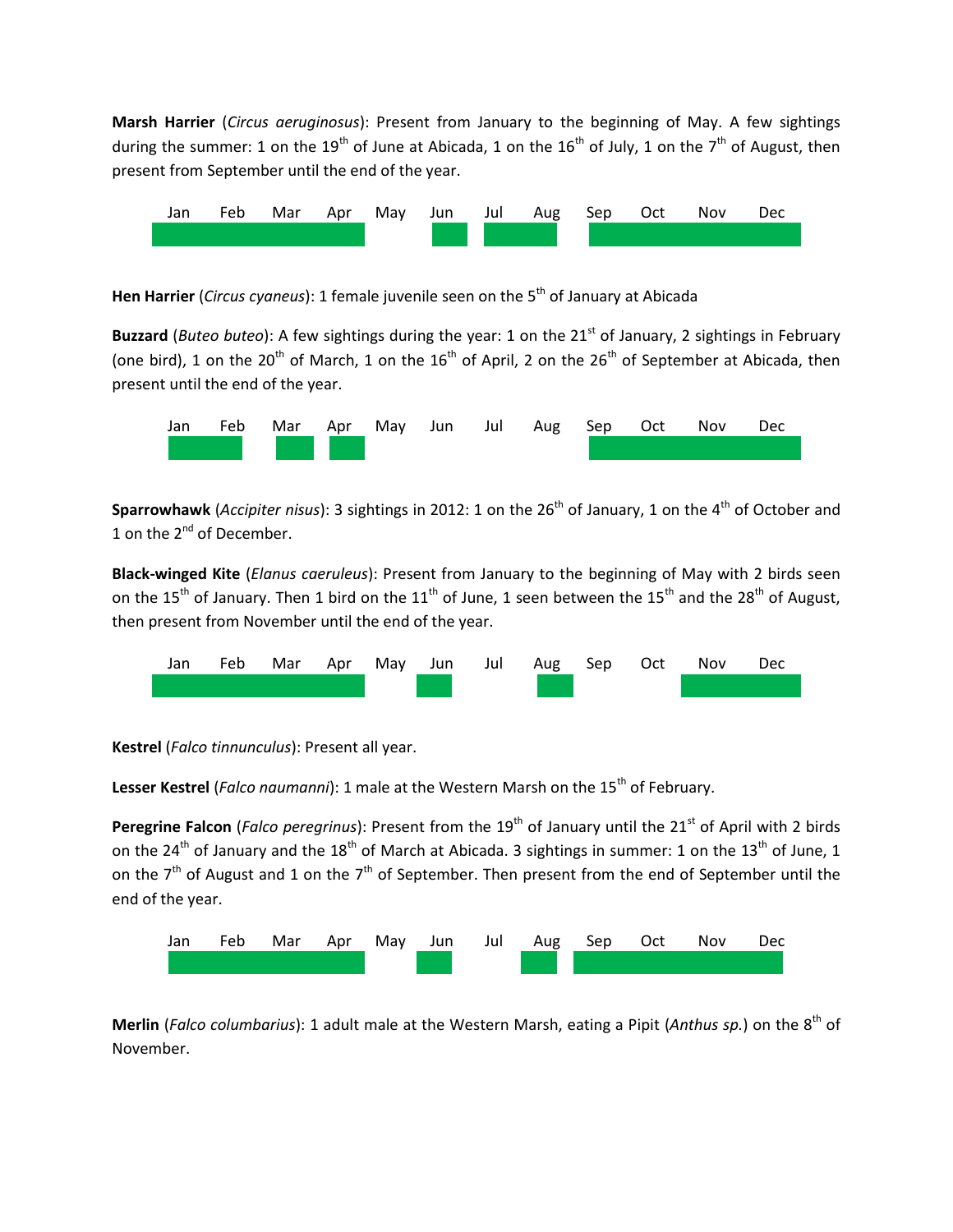**Marsh Harrier** (*Circus aeruginosus*): Present from January to the beginning of May. A few sightings during the summer: 1 on the 19th of June at Abicada, 1 on the 16th of July, 1 on the 7th of August, then present from September until the end of the year.

| Jan | Feb | Mar | Apr | May | Jun | Jul | Aug | Sep | Oct | Nov | Dec |
|---|---|---|---|---|---|---|---|---|---|---|---|
| ■ | ■ | ■ | ■ | | ■ | ■ | ■ | ■ | ■ | ■ | ■ |

**Hen Harrier** (*Circus cyaneus*): 1 female juvenile seen on the 5th of January at Abicada

**Buzzard** (*Buteo buteo*): A few sightings during the year: 1 on the 21st of January, 2 sightings in February (one bird), 1 on the 20th of March, 1 on the 16th of April, 2 on the 26th of September at Abicada, then present until the end of the year.

| Jan | Feb | Mar | Apr | May | Jun | Jul | Aug | Sep | Oct | Nov | Dec |
|---|---|---|---|---|---|---|---|---|---|---|---|
| ■ | ■ | ■ | ■ | | | | | ■ | ■ | ■ | ■ |

**Sparrowhawk** (*Accipiter nisus*): 3 sightings in 2012: 1 on the 26th of January, 1 on the 4th of October and 1 on the 2nd of December.

**Black-winged Kite** (*Elanus caeruleus*): Present from January to the beginning of May with 2 birds seen on the 15th of January. Then 1 bird on the 11th of June, 1 seen between the 15th and the 28th of August, then present from November until the end of the year.

| Jan | Feb | Mar | Apr | May | Jun | Jul | Aug | Sep | Oct | Nov | Dec |
|---|---|---|---|---|---|---|---|---|---|---|---|
| ■ | ■ | ■ | ■ | | ■ | | ■ | | | ■ | ■ |

**Kestrel** (*Falco tinnunculus*): Present all year.

**Lesser Kestrel** (*Falco naumanni*): 1 male at the Western Marsh on the 15th of February.

**Peregrine Falcon** (*Falco peregrinus*): Present from the 19th of January until the 21st of April with 2 birds on the 24th of January and the 18th of March at Abicada. 3 sightings in summer: 1 on the 13th of June, 1 on the 7th of August and 1 on the 7th of September. Then present from the end of September until the end of the year.

| Jan | Feb | Mar | Apr | May | Jun | Jul | Aug | Sep | Oct | Nov | Dec |
|---|---|---|---|---|---|---|---|---|---|---|---|
| ■ | ■ | ■ | ■ | | ■ | | ■ | ■ | ■ | ■ | ■ |

**Merlin** (*Falco columbarius*): 1 adult male at the Western Marsh, eating a Pipit (*Anthus sp.*) on the 8th of November.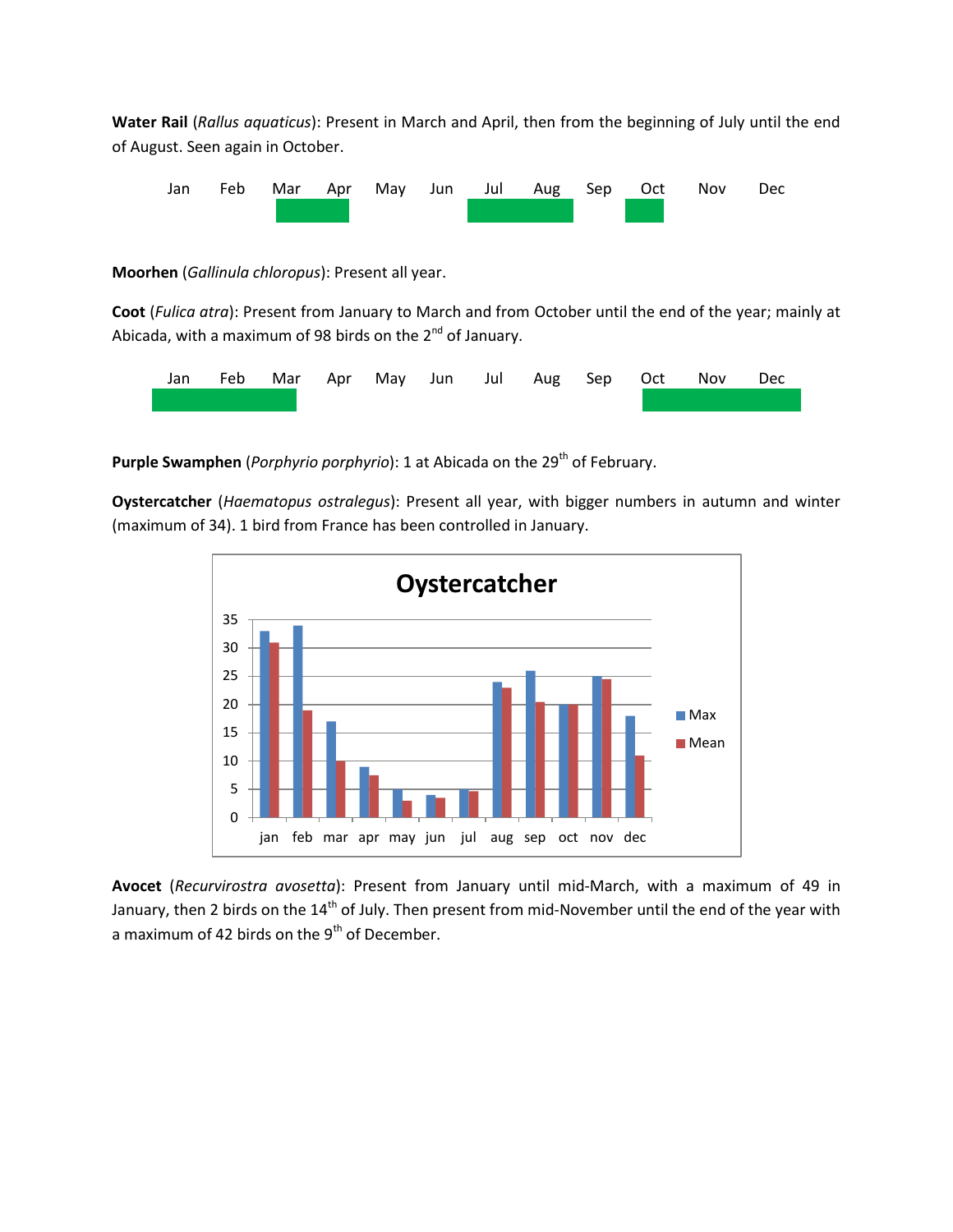**Water Rail** (*Rallus aquaticus*): Present in March and April, then from the beginning of July until the end of August. Seen again in October.

| Jan | Feb | Mar | Apr | May | Jun | Jul | Aug | Sep | Oct | Nov | Dec |
|---|---|---|---|---|---|---|---|---|---|---|---|
| | | X | X | | | X | X | | X | | |

**Moorhen** (*Gallinula chloropus*): Present all year.

**Coot** (*Fulica atra*): Present from January to March and from October until the end of the year; mainly at Abicada, with a maximum of 98 birds on the 2nd of January.

| Jan | Feb | Mar | Apr | May | Jun | Jul | Aug | Sep | Oct | Nov | Dec |
|---|---|---|---|---|---|---|---|---|---|---|---|
| X | X | X | | | | | | | X | X | X |

**Purple Swamphen** (*Porphyrio porphyrio*): 1 at Abicada on the 29th of February.

**Oystercatcher** (*Haematopus ostralegus*): Present all year, with bigger numbers in autumn and winter (maximum of 34). 1 bird from France has been controlled in January.

**Oystercatcher**

| | jan | feb | mar | apr | may | jun | jul | aug | sep | oct | nov | dec |
|---|---|---|---|---|---|---|---|---|---|---|---|---|
| Max | 33 | 34 | 17 | 9 | 5 | 4 | 5 | 24 | 26 | 20 | 25 | 18 |
| Mean | 31 | 19 | 10 | 7.5 | 3 | 3.5 | 4.7 | 23 | 20.5 | 20 | 24.5 | 11 |

**Avocet** (*Recurvirostra avosetta*): Present from January until mid-March, with a maximum of 49 in January, then 2 birds on the 14th of July. Then present from mid-November until the end of the year with a maximum of 42 birds on the 9th of December.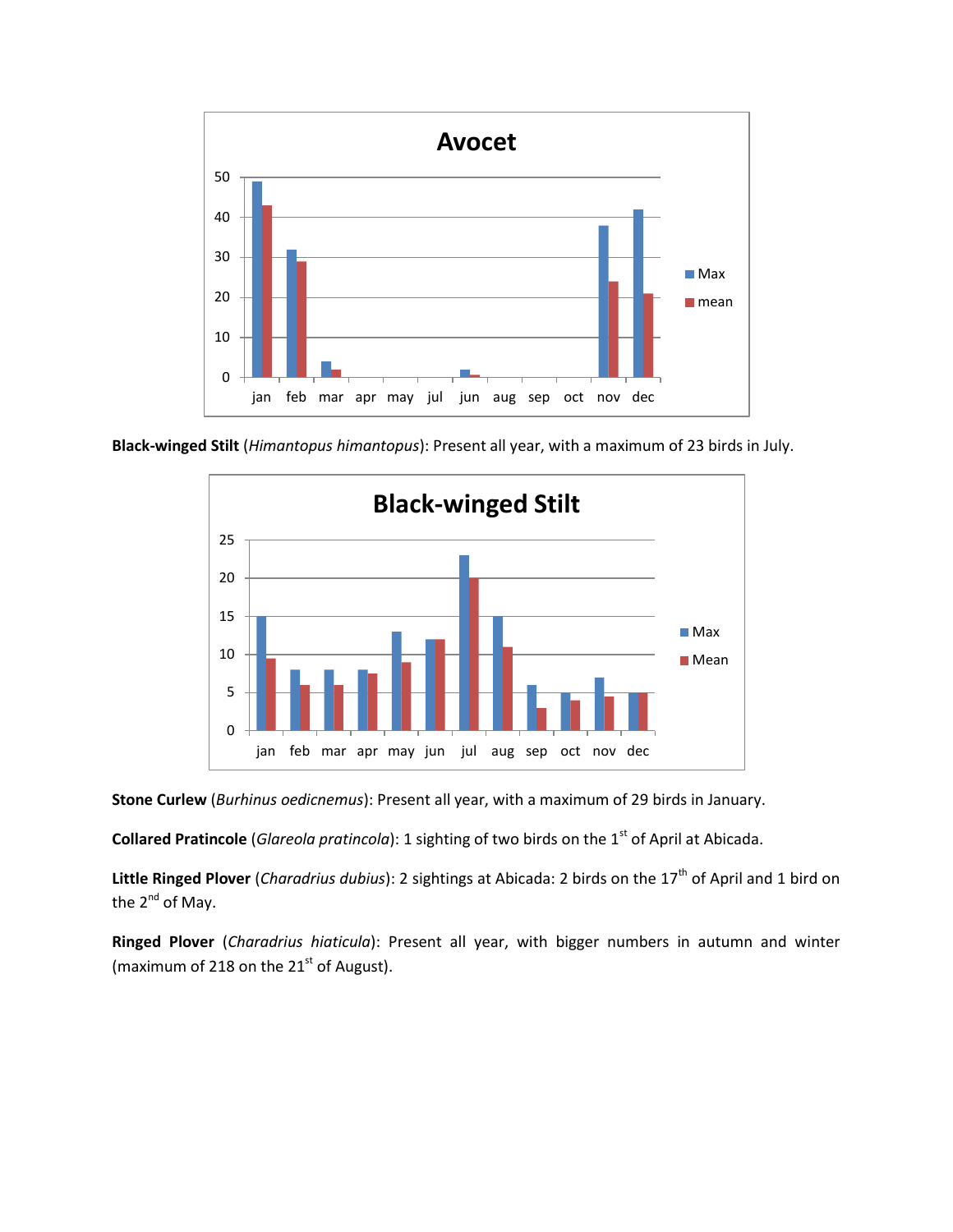**Black-winged Stilt** (*Himantopus himantopus*): Present all year, with a maximum of 23 birds in July.

**Stone Curlew** (*Burhinus oedicnemus*): Present all year, with a maximum of 29 birds in January.

**Collared Pratincole** (*Glareola pratincola*): 1 sighting of two birds on the 1st of April at Abicada.

**Little Ringed Plover** (*Charadrius dubius*): 2 sightings at Abicada: 2 birds on the 17th of April and 1 bird on the 2nd of May.

**Ringed Plover** (*Charadrius hiaticula*): Present all year, with bigger numbers in autumn and winter (maximum of 218 on the 21st of August).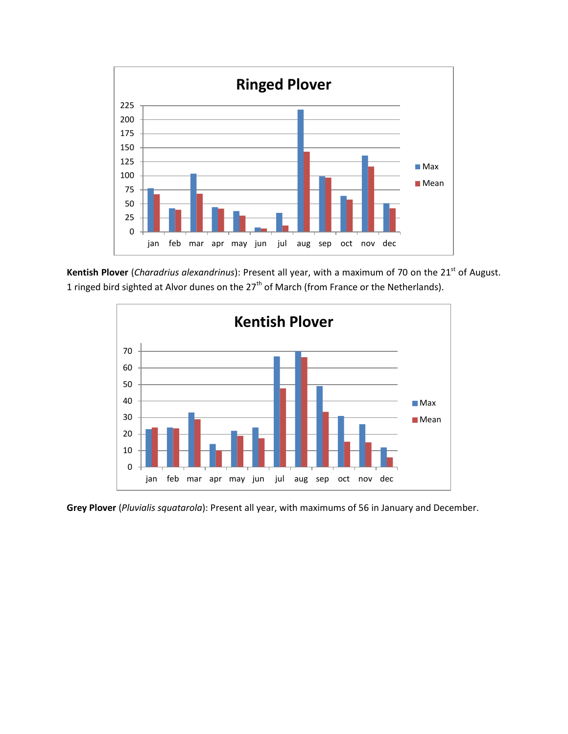**Kentish Plover** (*Charadrius alexandrinus*): Present all year, with a maximum of 70 on the 21st of August. 1 ringed bird sighted at Alvor dunes on the 27th of March (from France or the Netherlands).

**Grey Plover** (*Pluvialis squatarola*): Present all year, with maximums of 56 in January and December.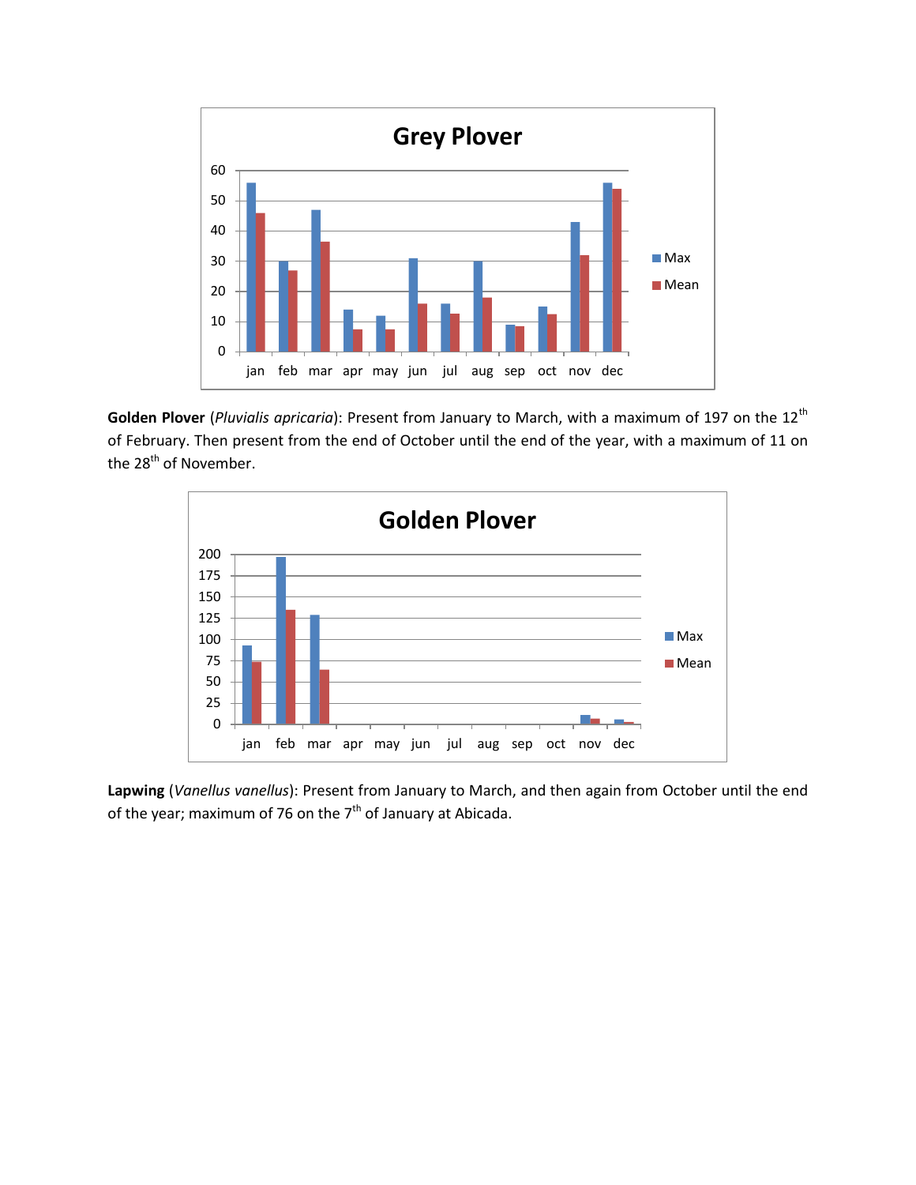**Golden Plover** (*Pluvialis apricaria*): Present from January to March, with a maximum of 197 on the 12th of February. Then present from the end of October until the end of the year, with a maximum of 11 on the 28th of November.

**Lapwing** (*Vanellus vanellus*): Present from January to March, and then again from October until the end of the year; maximum of 76 on the 7th of January at Abicada.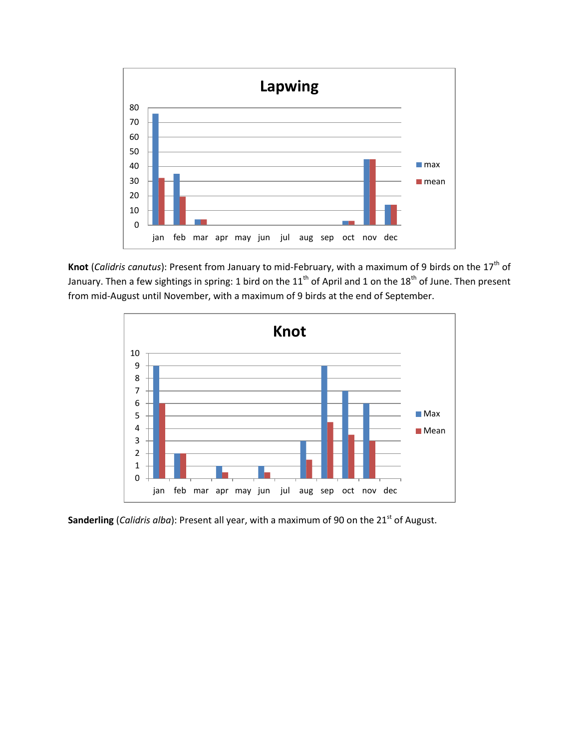**Knot** (*Calidris canutus*): Present from January to mid-February, with a maximum of 9 birds on the 17th of January. Then a few sightings in spring: 1 bird on the 11th of April and 1 on the 18th of June. Then present from mid-August until November, with a maximum of 9 birds at the end of September.

**Sanderling** (*Calidris alba*): Present all year, with a maximum of 90 on the 21st of August.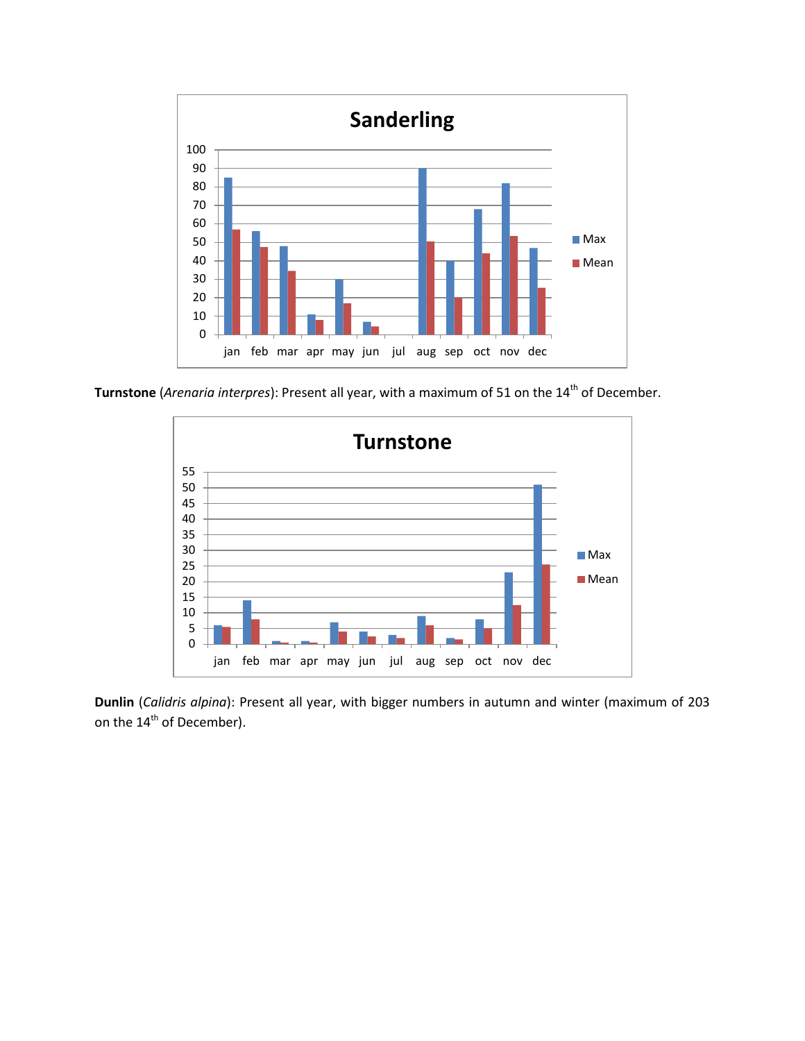**Turnstone** (*Arenaria interpres*): Present all year, with a maximum of 51 on the 14th of December.

**Dunlin** (*Calidris alpina*): Present all year, with bigger numbers in autumn and winter (maximum of 203 on the 14th of December).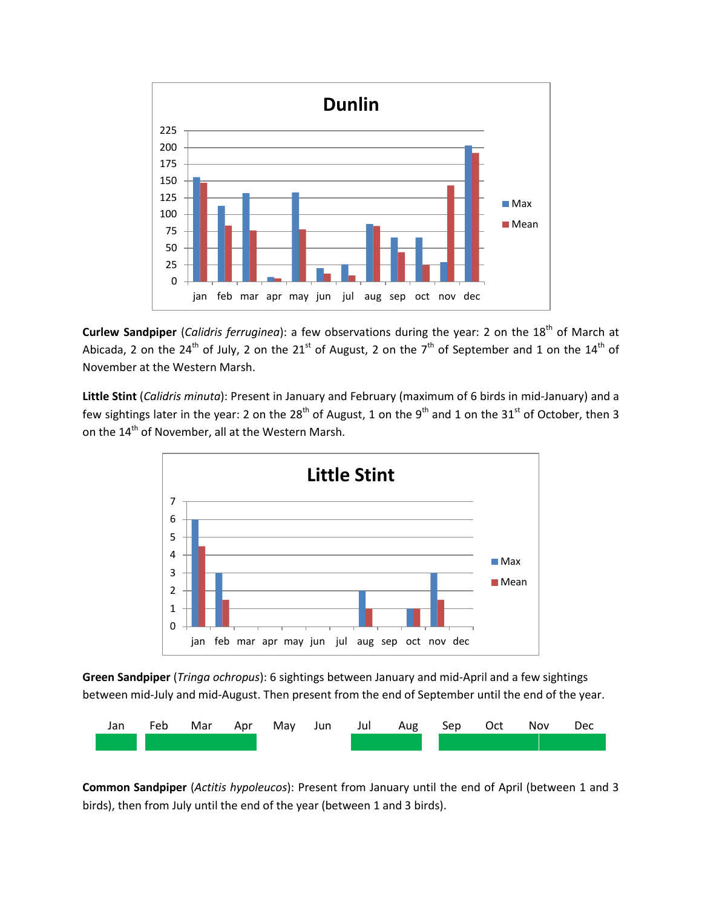**Curlew Sandpiper** (*Calidris ferruginea*): a few observations during the year: 2 on the 18th of March at Abicada, 2 on the 24th of July, 2 on the 21st of August, 2 on the 7th of September and 1 on the 14th of November at the Western Marsh.

**Little Stint** (*Calidris minuta*): Present in January and February (maximum of 6 birds in mid-January) and a few sightings later in the year: 2 on the 28th of August, 1 on the 9th and 1 on the 31st of October, then 3 on the 14th of November, all at the Western Marsh.

**Green Sandpiper** (*Tringa ochropus*): 6 sightings between January and mid-April and a few sightings between mid-July and mid-August. Then present from the end of September until the end of the year.

**Common Sandpiper** (*Actitis hypoleucos*): Present from January until the end of April (between 1 and 3 birds), then from July until the end of the year (between 1 and 3 birds).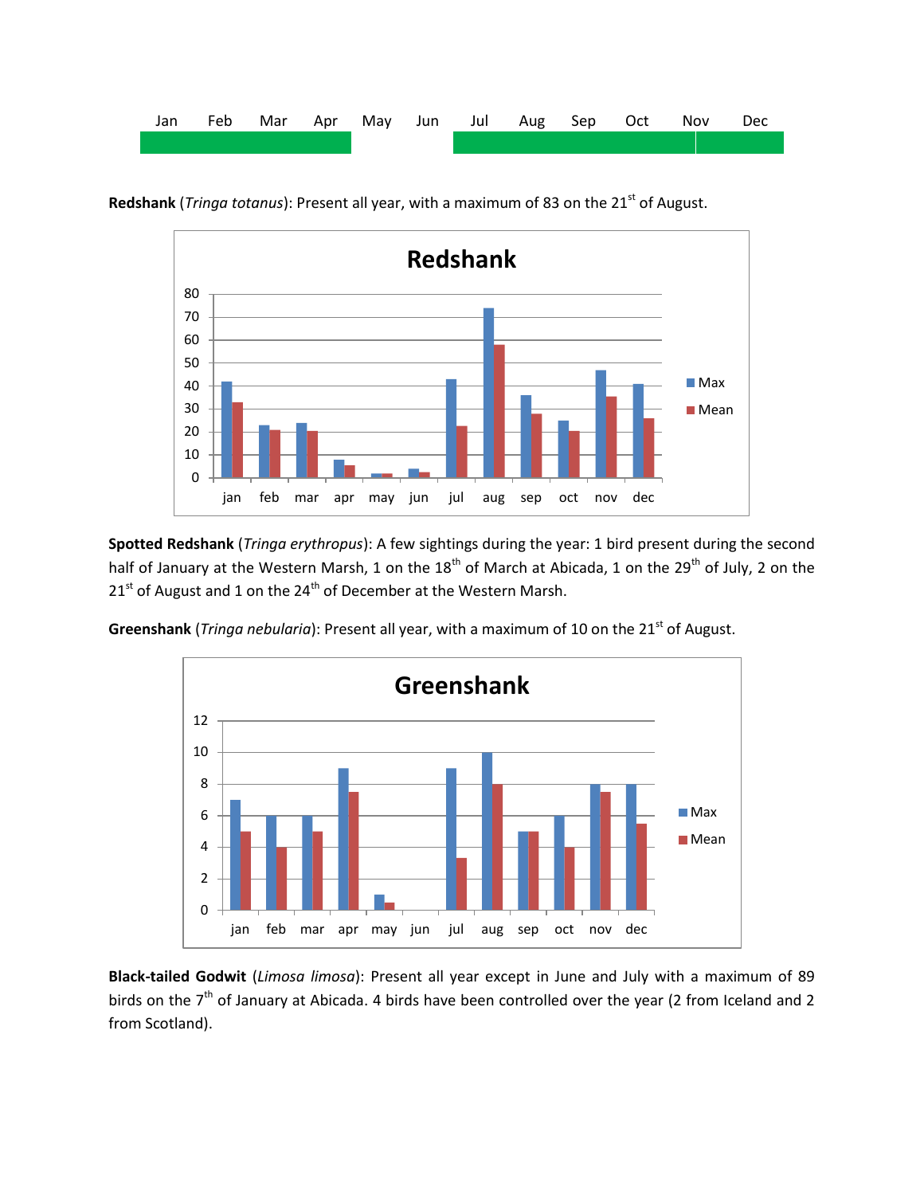| Jan | Feb | Mar | Apr | May | Jun | Jul | Aug | Sep | Oct | Nov | Dec |
|---|---|---|---|---|---|---|---|---|---|---|---|

**Redshank** (*Tringa totanus*): Present all year, with a maximum of 83 on the 21st of August.

**Spotted Redshank** (*Tringa erythropus*): A few sightings during the year: 1 bird present during the second half of January at the Western Marsh, 1 on the 18th of March at Abicada, 1 on the 29th of July, 2 on the 21st of August and 1 on the 24th of December at the Western Marsh.

**Greenshank** (*Tringa nebularia*): Present all year, with a maximum of 10 on the 21st of August.

**Black-tailed Godwit** (*Limosa limosa*): Present all year except in June and July with a maximum of 89 birds on the 7th of January at Abicada. 4 birds have been controlled over the year (2 from Iceland and 2 from Scotland).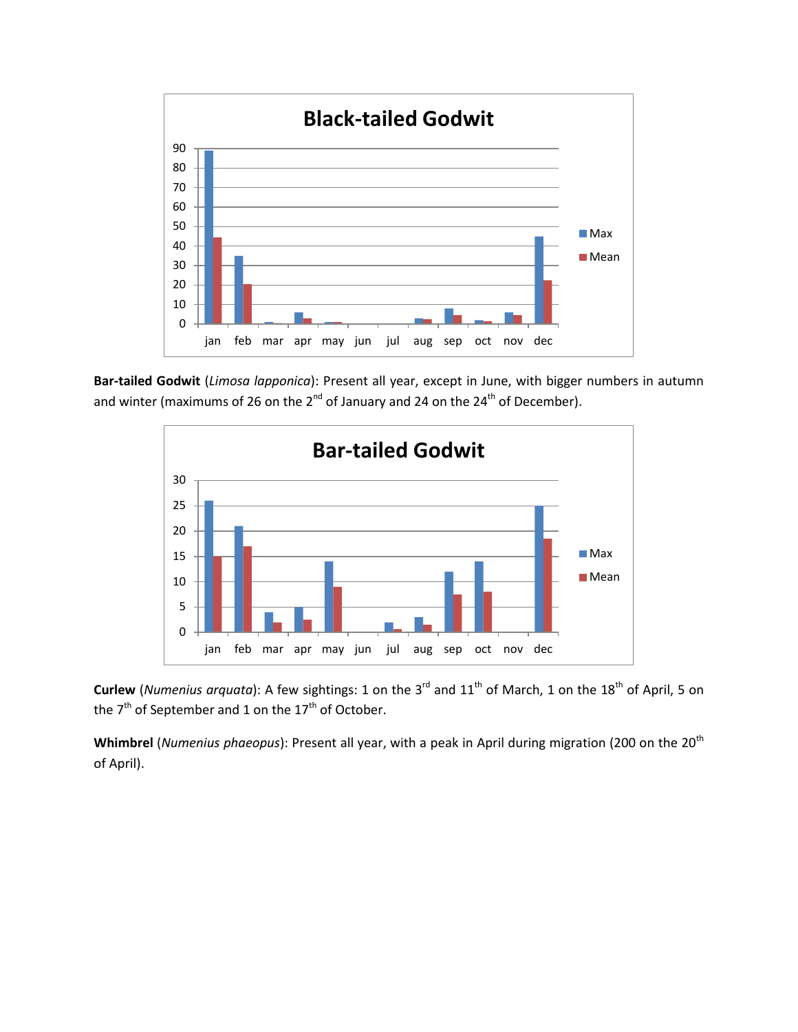**Bar-tailed Godwit** (*Limosa lapponica*): Present all year, except in June, with bigger numbers in autumn and winter (maximums of 26 on the 2nd of January and 24 on the 24th of December).

**Curlew** (*Numenius arquata*): A few sightings: 1 on the 3rd and 11th of March, 1 on the 18th of April, 5 on the 7th of September and 1 on the 17th of October.

**Whimbrel** (*Numenius phaeopus*): Present all year, with a peak in April during migration (200 on the 20th of April).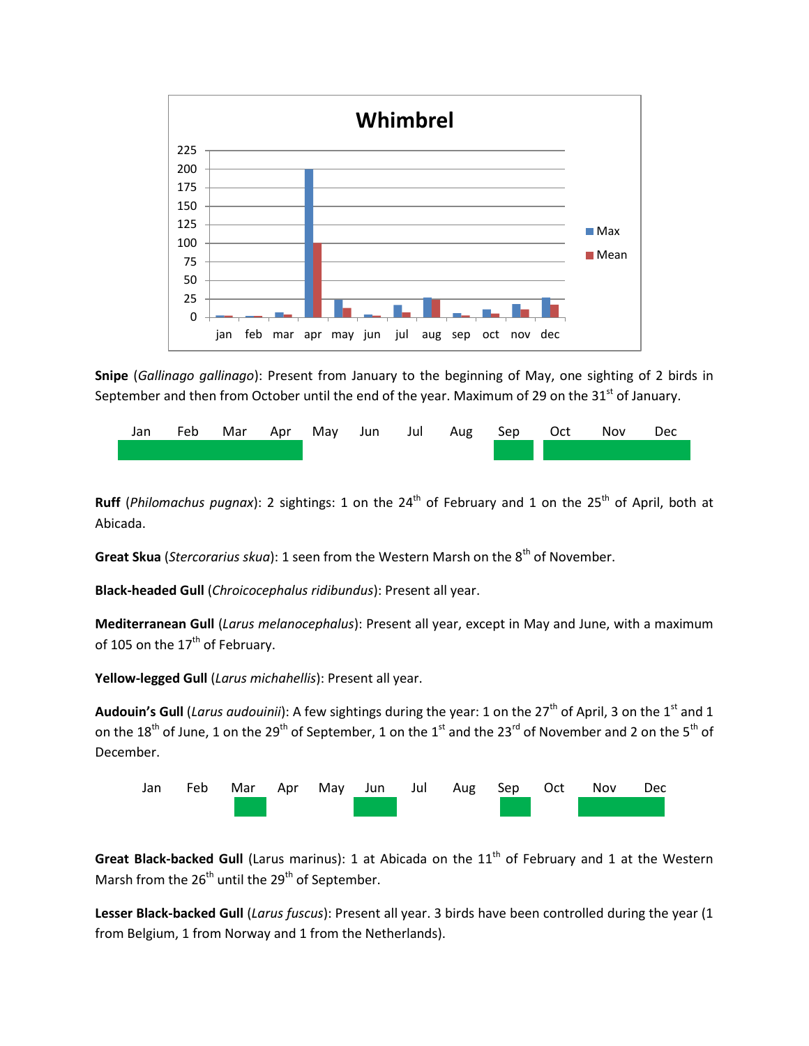**Whimbrel**

**Snipe** (*Gallinago gallinago*): Present from January to the beginning of May, one sighting of 2 birds in September and then from October until the end of the year. Maximum of 29 on the 31st of January.

| Jan | Feb | Mar | Apr | May | Jun | Jul | Aug | Sep | Oct | Nov | Dec |
|---|---|---|---|---|---|---|---|---|---|---|---|
| ■ | ■ | ■ | ■ | | | | | ■ | ■ | ■ | ■ |

**Ruff** (*Philomachus pugnax*): 2 sightings: 1 on the 24th of February and 1 on the 25th of April, both at Abicada.

**Great Skua** (*Stercorarius skua*): 1 seen from the Western Marsh on the 8th of November.

**Black-headed Gull** (*Chroicocephalus ridibundus*): Present all year.

**Mediterranean Gull** (*Larus melanocephalus*): Present all year, except in May and June, with a maximum of 105 on the 17th of February.

**Yellow-legged Gull** (*Larus michahellis*): Present all year.

**Audouin's Gull** (*Larus audouinii*): A few sightings during the year: 1 on the 27th of April, 3 on the 1st and 1 on the 18th of June, 1 on the 29th of September, 1 on the 1st and the 23rd of November and 2 on the 5th of December.

| Jan | Feb | Mar | Apr | May | Jun | Jul | Aug | Sep | Oct | Nov | Dec |
|---|---|---|---|---|---|---|---|---|---|---|---|
| | | ■ | | | ■ | | | ■ | | ■ | ■ |

**Great Black-backed Gull** (Larus marinus): 1 at Abicada on the 11th of February and 1 at the Western Marsh from the 26th until the 29th of September.

**Lesser Black-backed Gull** (*Larus fuscus*): Present all year. 3 birds have been controlled during the year (1 from Belgium, 1 from Norway and 1 from the Netherlands).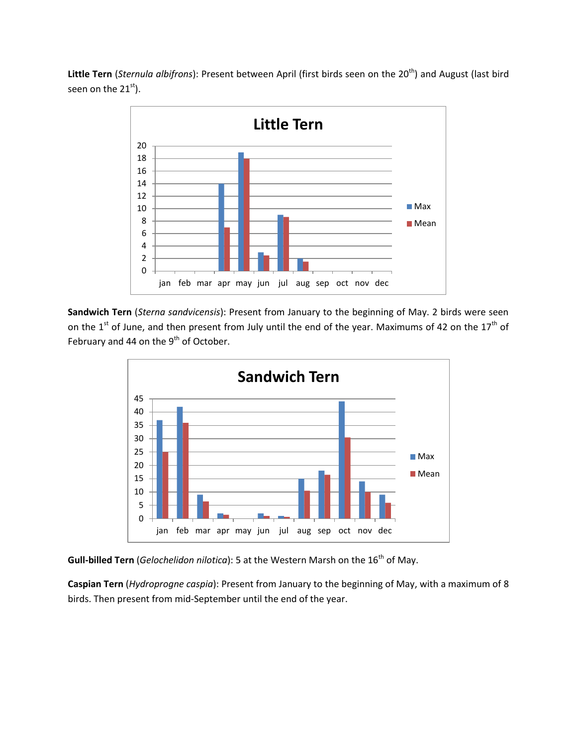**Little Tern** (*Sternula albifrons*): Present between April (first birds seen on the 20th) and August (last bird seen on the 21st).

**Sandwich Tern** (*Sterna sandvicensis*): Present from January to the beginning of May. 2 birds were seen on the 1st of June, and then present from July until the end of the year. Maximums of 42 on the 17th of February and 44 on the 9th of October.

**Gull-billed Tern** (*Gelochelidon nilotica*): 5 at the Western Marsh on the 16th of May.

**Caspian Tern** (*Hydroprogne caspia*): Present from January to the beginning of May, with a maximum of 8 birds. Then present from mid-September until the end of the year.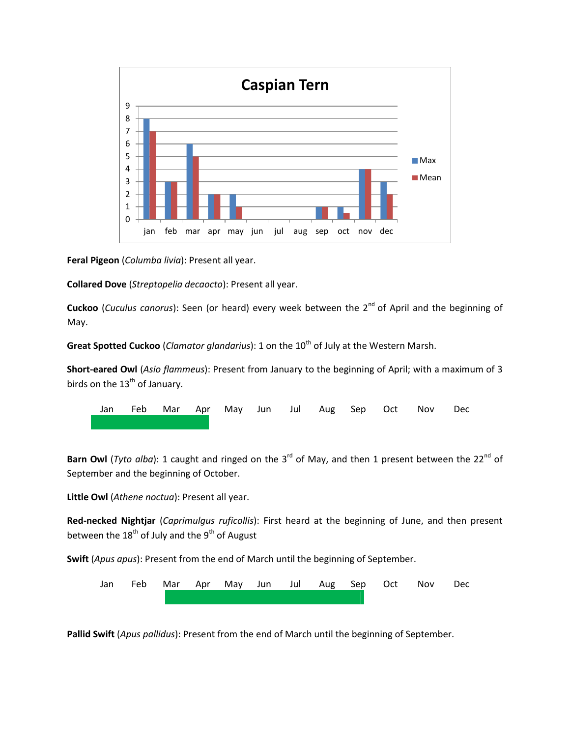**Caspian Tern**

| | jan | feb | mar | apr | may | jun | jul | aug | sep | oct | nov | dec |
|---|---|---|---|---|---|---|---|---|---|---|---|---|
| Max | 8 | 3 | 6 | 2 | 2 | | | | 1 | 1 | 4 | 3 |
| Mean | 7 | 3 | 5 | 2 | 1 | | | | 1 | 0.5 | 4 | 2 |

**Feral Pigeon** (*Columba livia*): Present all year.

**Collared Dove** (*Streptopelia decaocto*): Present all year.

**Cuckoo** (*Cuculus canorus*): Seen (or heard) every week between the 2nd of April and the beginning of May.

**Great Spotted Cuckoo** (*Clamator glandarius*): 1 on the 10th of July at the Western Marsh.

**Short-eared Owl** (*Asio flammeus*): Present from January to the beginning of April; with a maximum of 3 birds on the 13th of January.

Jan Feb Mar Apr May Jun Jul Aug Sep Oct Nov Dec

**Barn Owl** (*Tyto alba*): 1 caught and ringed on the 3rd of May, and then 1 present between the 22nd of September and the beginning of October.

**Little Owl** (*Athene noctua*): Present all year.

**Red-necked Nightjar** (*Caprimulgus ruficollis*): First heard at the beginning of June, and then present between the 18th of July and the 9th of August

**Swift** (*Apus apus*): Present from the end of March until the beginning of September.

Jan Feb Mar Apr May Jun Jul Aug Sep Oct Nov Dec

**Pallid Swift** (*Apus pallidus*): Present from the end of March until the beginning of September.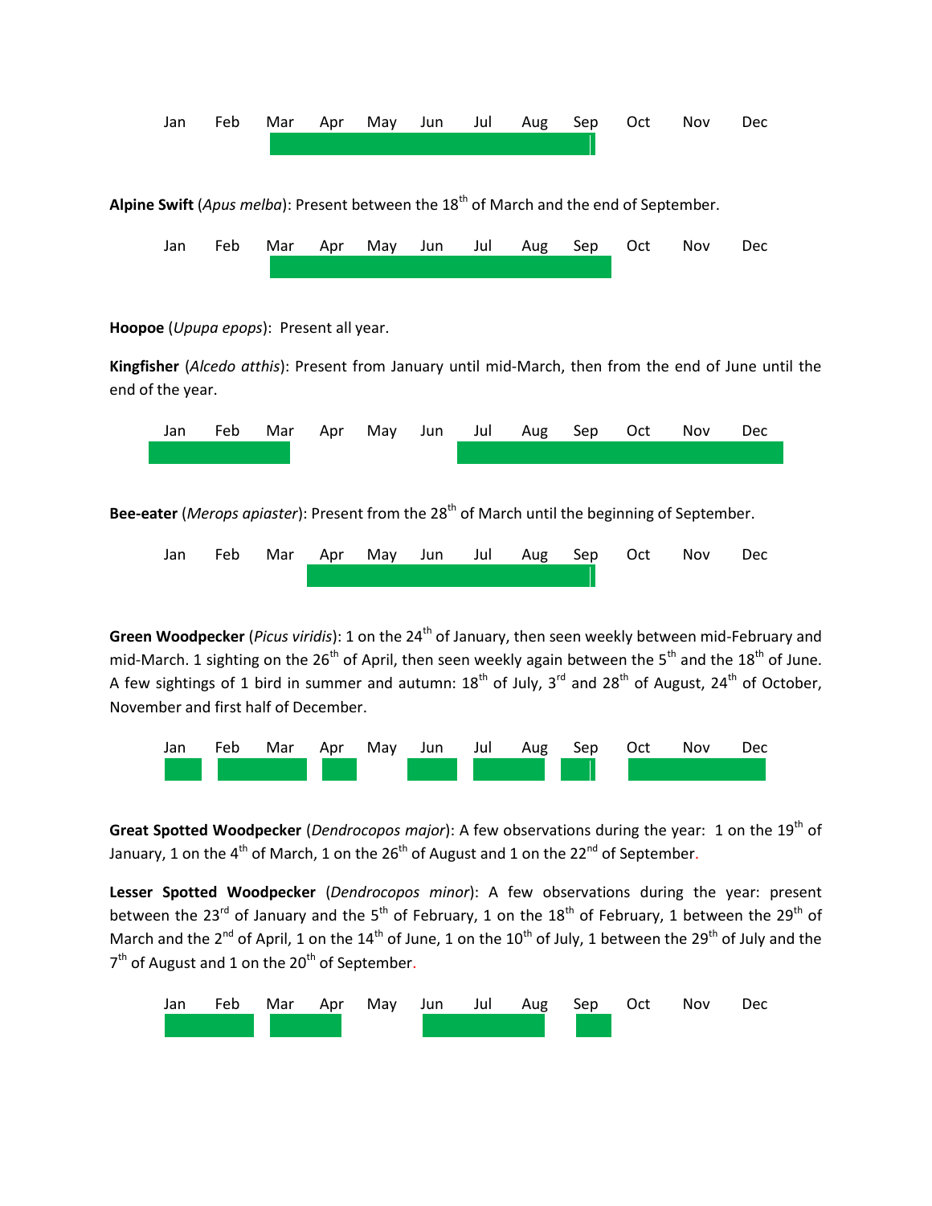Jan Feb Mar Apr May Jun Jul Aug Sep Oct Nov Dec

**Alpine Swift** (*Apus melba*): Present between the 18th of March and the end of September.

Jan Feb Mar Apr May Jun Jul Aug Sep Oct Nov Dec

**Hoopoe** (*Upupa epops*): Present all year.

**Kingfisher** (*Alcedo atthis*): Present from January until mid-March, then from the end of June until the end of the year.

Jan Feb Mar Apr May Jun Jul Aug Sep Oct Nov Dec

**Bee-eater** (*Merops apiaster*): Present from the 28th of March until the beginning of September.

Jan Feb Mar Apr May Jun Jul Aug Sep Oct Nov Dec

**Green Woodpecker** (*Picus viridis*): 1 on the 24th of January, then seen weekly between mid-February and mid-March. 1 sighting on the 26th of April, then seen weekly again between the 5th and the 18th of June. A few sightings of 1 bird in summer and autumn: 18th of July, 3rd and 28th of August, 24th of October, November and first half of December.

Jan Feb Mar Apr May Jun Jul Aug Sep Oct Nov Dec

**Great Spotted Woodpecker** (*Dendrocopos major*): A few observations during the year: 1 on the 19th of January, 1 on the 4th of March, 1 on the 26th of August and 1 on the 22nd of September.

**Lesser Spotted Woodpecker** (*Dendrocopos minor*): A few observations during the year: present between the 23rd of January and the 5th of February, 1 on the 18th of February, 1 between the 29th of March and the 2nd of April, 1 on the 14th of June, 1 on the 10th of July, 1 between the 29th of July and the 7th of August and 1 on the 20th of September.

Jan Feb Mar Apr May Jun Jul Aug Sep Oct Nov Dec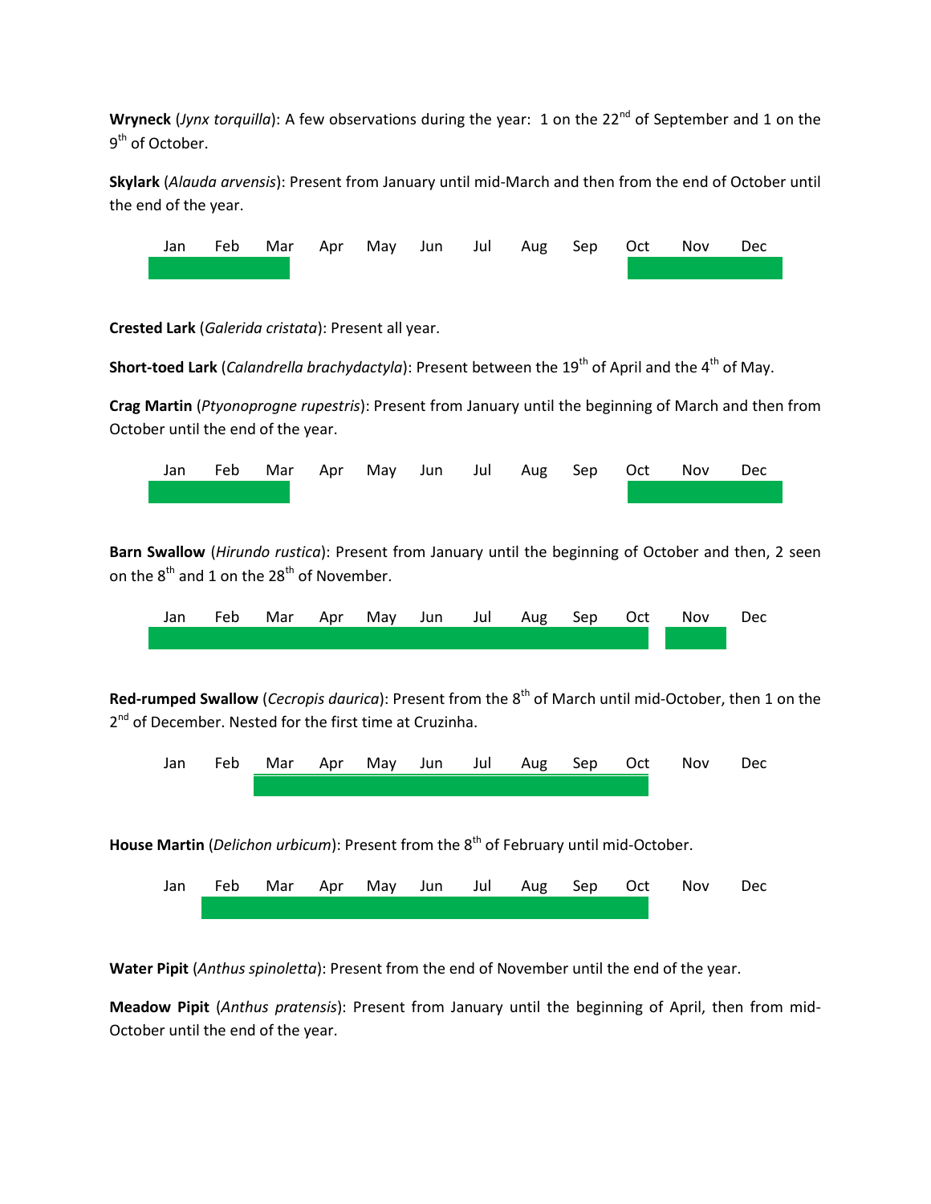**Wryneck** (*Jynx torquilla*): A few observations during the year: 1 on the 22nd of September and 1 on the 9th of October.

**Skylark** (*Alauda arvensis*): Present from January until mid-March and then from the end of October until the end of the year.

| Jan | Feb | Mar | Apr | May | Jun | Jul | Aug | Sep | Oct | Nov | Dec |
|---|---|---|---|---|---|---|---|---|---|---|---|

**Crested Lark** (*Galerida cristata*): Present all year.

**Short-toed Lark** (*Calandrella brachydactyla*): Present between the 19th of April and the 4th of May.

**Crag Martin** (*Ptyonoprogne rupestris*): Present from January until the beginning of March and then from October until the end of the year.

| Jan | Feb | Mar | Apr | May | Jun | Jul | Aug | Sep | Oct | Nov | Dec |
|---|---|---|---|---|---|---|---|---|---|---|---|

**Barn Swallow** (*Hirundo rustica*): Present from January until the beginning of October and then, 2 seen on the 8th and 1 on the 28th of November.

| Jan | Feb | Mar | Apr | May | Jun | Jul | Aug | Sep | Oct | Nov | Dec |
|---|---|---|---|---|---|---|---|---|---|---|---|

**Red-rumped Swallow** (*Cecropis daurica*): Present from the 8th of March until mid-October, then 1 on the 2nd of December. Nested for the first time at Cruzinha.

| Jan | Feb | Mar | Apr | May | Jun | Jul | Aug | Sep | Oct | Nov | Dec |
|---|---|---|---|---|---|---|---|---|---|---|---|

**House Martin** (*Delichon urbicum*): Present from the 8th of February until mid-October.

| Jan | Feb | Mar | Apr | May | Jun | Jul | Aug | Sep | Oct | Nov | Dec |
|---|---|---|---|---|---|---|---|---|---|---|---|

**Water Pipit** (*Anthus spinoletta*): Present from the end of November until the end of the year.

**Meadow Pipit** (*Anthus pratensis*): Present from January until the beginning of April, then from mid-October until the end of the year.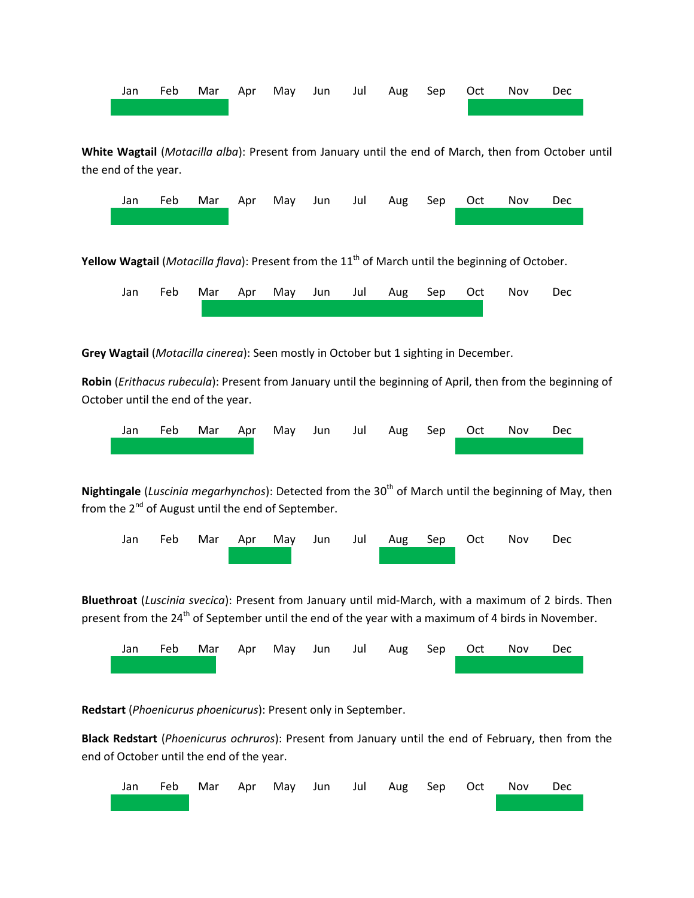| Jan | Feb | Mar | Apr | May | Jun | Jul | Aug | Sep | Oct | Nov | Dec |
|---|---|---|---|---|---|---|---|---|---|---|---|

**White Wagtail** (*Motacilla alba*): Present from January until the end of March, then from October until the end of the year.

| Jan | Feb | Mar | Apr | May | Jun | Jul | Aug | Sep | Oct | Nov | Dec |
|---|---|---|---|---|---|---|---|---|---|---|---|

**Yellow Wagtail** (*Motacilla flava*): Present from the 11th of March until the beginning of October.

| Jan | Feb | Mar | Apr | May | Jun | Jul | Aug | Sep | Oct | Nov | Dec |
|---|---|---|---|---|---|---|---|---|---|---|---|

**Grey Wagtail** (*Motacilla cinerea*): Seen mostly in October but 1 sighting in December.

**Robin** (*Erithacus rubecula*): Present from January until the beginning of April, then from the beginning of October until the end of the year.

| Jan | Feb | Mar | Apr | May | Jun | Jul | Aug | Sep | Oct | Nov | Dec |
|---|---|---|---|---|---|---|---|---|---|---|---|

**Nightingale** (*Luscinia megarhynchos*): Detected from the 30th of March until the beginning of May, then from the 2nd of August until the end of September.

| Jan | Feb | Mar | Apr | May | Jun | Jul | Aug | Sep | Oct | Nov | Dec |
|---|---|---|---|---|---|---|---|---|---|---|---|

**Bluethroat** (*Luscinia svecica*): Present from January until mid-March, with a maximum of 2 birds. Then present from the 24th of September until the end of the year with a maximum of 4 birds in November.

| Jan | Feb | Mar | Apr | May | Jun | Jul | Aug | Sep | Oct | Nov | Dec |
|---|---|---|---|---|---|---|---|---|---|---|---|

**Redstart** (*Phoenicurus phoenicurus*): Present only in September.

**Black Redstart** (*Phoenicurus ochruros*): Present from January until the end of February, then from the end of October until the end of the year.

| Jan | Feb | Mar | Apr | May | Jun | Jul | Aug | Sep | Oct | Nov | Dec |
|---|---|---|---|---|---|---|---|---|---|---|---|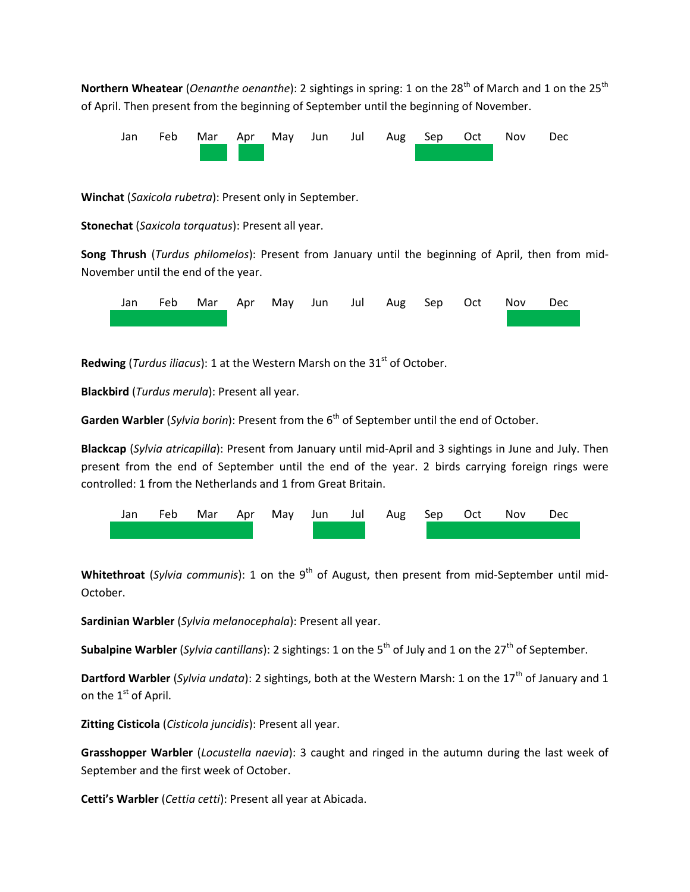**Northern Wheatear** (*Oenanthe oenanthe*): 2 sightings in spring: 1 on the 28th of March and 1 on the 25th of April. Then present from the beginning of September until the beginning of November.

| Jan | Feb | Mar | Apr | May | Jun | Jul | Aug | Sep | Oct | Nov | Dec |
|---|---|---|---|---|---|---|---|---|---|---|---|
| | | ■ | ■ | | | | | ■ | ■ | | |

**Winchat** (*Saxicola rubetra*): Present only in September.

**Stonechat** (*Saxicola torquatus*): Present all year.

**Song Thrush** (*Turdus philomelos*): Present from January until the beginning of April, then from mid-November until the end of the year.

| Jan | Feb | Mar | Apr | May | Jun | Jul | Aug | Sep | Oct | Nov | Dec |
|---|---|---|---|---|---|---|---|---|---|---|---|
| ■ | ■ | ■ | | | | | | | | ■ | ■ |

**Redwing** (*Turdus iliacus*): 1 at the Western Marsh on the 31st of October.

**Blackbird** (*Turdus merula*): Present all year.

**Garden Warbler** (*Sylvia borin*): Present from the 6th of September until the end of October.

**Blackcap** (*Sylvia atricapilla*): Present from January until mid-April and 3 sightings in June and July. Then present from the end of September until the end of the year. 2 birds carrying foreign rings were controlled: 1 from the Netherlands and 1 from Great Britain.

| Jan | Feb | Mar | Apr | May | Jun | Jul | Aug | Sep | Oct | Nov | Dec |
|---|---|---|---|---|---|---|---|---|---|---|---|
| ■ | ■ | ■ | ■ | | ■ | ■ | | ■ | ■ | ■ | ■ |

**Whitethroat** (*Sylvia communis*): 1 on the 9th of August, then present from mid-September until mid-October.

**Sardinian Warbler** (*Sylvia melanocephala*): Present all year.

**Subalpine Warbler** (*Sylvia cantillans*): 2 sightings: 1 on the 5th of July and 1 on the 27th of September.

**Dartford Warbler** (*Sylvia undata*): 2 sightings, both at the Western Marsh: 1 on the 17th of January and 1 on the 1st of April.

**Zitting Cisticola** (*Cisticola juncidis*): Present all year.

**Grasshopper Warbler** (*Locustella naevia*): 3 caught and ringed in the autumn during the last week of September and the first week of October.

**Cetti's Warbler** (*Cettia cetti*): Present all year at Abicada.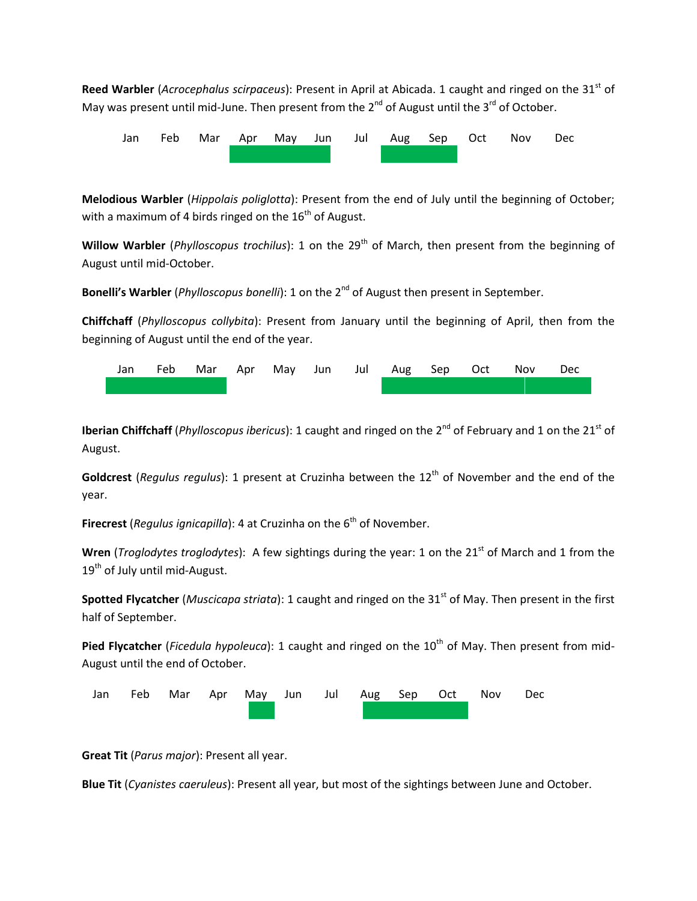**Reed Warbler** (*Acrocephalus scirpaceus*): Present in April at Abicada. 1 caught and ringed on the 31st of May was present until mid-June. Then present from the 2nd of August until the 3rd of October.

| Jan | Feb | Mar | Apr | May | Jun | Jul | Aug | Sep | Oct | Nov | Dec |
|---|---|---|---|---|---|---|---|---|---|---|---|
| | | | ■ | ■ | ■ | | ■ | ■ | | | |

**Melodious Warbler** (*Hippolais poliglotta*): Present from the end of July until the beginning of October; with a maximum of 4 birds ringed on the 16th of August.

**Willow Warbler** (*Phylloscopus trochilus*): 1 on the 29th of March, then present from the beginning of August until mid-October.

**Bonelli's Warbler** (*Phylloscopus bonelli*): 1 on the 2nd of August then present in September.

**Chiffchaff** (*Phylloscopus collybita*): Present from January until the beginning of April, then from the beginning of August until the end of the year.

| Jan | Feb | Mar | Apr | May | Jun | Jul | Aug | Sep | Oct | Nov | Dec |
|---|---|---|---|---|---|---|---|---|---|---|---|
| ■ | ■ | ■ | | | | | ■ | ■ | ■ | ■ | ■ |

**Iberian Chiffchaff** (*Phylloscopus ibericus*): 1 caught and ringed on the 2nd of February and 1 on the 21st of August.

**Goldcrest** (*Regulus regulus*): 1 present at Cruzinha between the 12th of November and the end of the year.

**Firecrest** (*Regulus ignicapilla*): 4 at Cruzinha on the 6th of November.

**Wren** (*Troglodytes troglodytes*): A few sightings during the year: 1 on the 21st of March and 1 from the 19th of July until mid-August.

**Spotted Flycatcher** (*Muscicapa striata*): 1 caught and ringed on the 31st of May. Then present in the first half of September.

**Pied Flycatcher** (*Ficedula hypoleuca*): 1 caught and ringed on the 10th of May. Then present from mid-August until the end of October.

| Jan | Feb | Mar | Apr | May | Jun | Jul | Aug | Sep | Oct | Nov | Dec |
|---|---|---|---|---|---|---|---|---|---|---|---|
| | | | | ■ | | | ■ | ■ | ■ | | |

**Great Tit** (*Parus major*): Present all year.

**Blue Tit** (*Cyanistes caeruleus*): Present all year, but most of the sightings between June and October.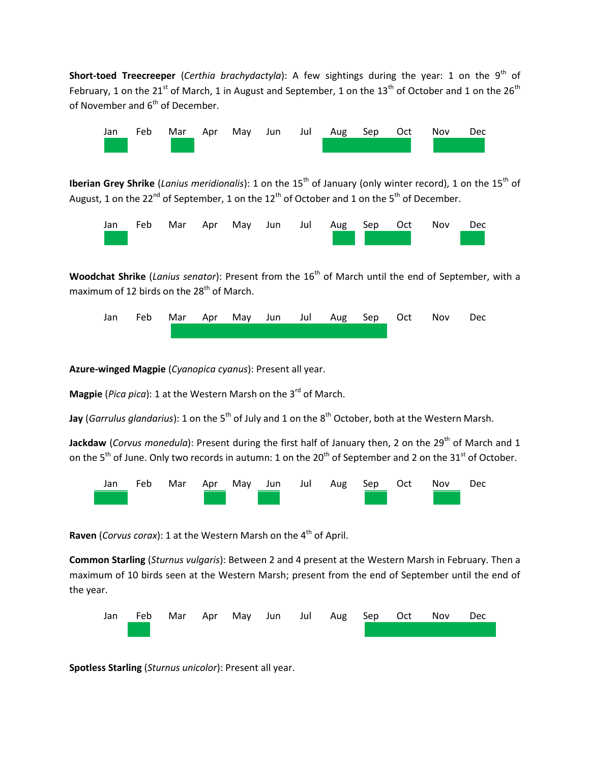**Short-toed Treecreeper** (*Certhia brachydactyla*): A few sightings during the year: 1 on the 9th of February, 1 on the 21st of March, 1 in August and September, 1 on the 13th of October and 1 on the 26th of November and 6th of December.

| Jan | Feb | Mar | Apr | May | Jun | Jul | Aug | Sep | Oct | Nov | Dec |
|---|---|---|---|---|---|---|---|---|---|---|---|

**Iberian Grey Shrike** (*Lanius meridionalis*): 1 on the 15th of January (only winter record), 1 on the 15th of August, 1 on the 22nd of September, 1 on the 12th of October and 1 on the 5th of December.

| Jan | Feb | Mar | Apr | May | Jun | Jul | Aug | Sep | Oct | Nov | Dec |
|---|---|---|---|---|---|---|---|---|---|---|---|

**Woodchat Shrike** (*Lanius senator*): Present from the 16th of March until the end of September, with a maximum of 12 birds on the 28th of March.

| Jan | Feb | Mar | Apr | May | Jun | Jul | Aug | Sep | Oct | Nov | Dec |
|---|---|---|---|---|---|---|---|---|---|---|---|

**Azure-winged Magpie** (*Cyanopica cyanus*): Present all year.

**Magpie** (*Pica pica*): 1 at the Western Marsh on the 3rd of March.

**Jay** (*Garrulus glandarius*): 1 on the 5th of July and 1 on the 8th October, both at the Western Marsh.

**Jackdaw** (*Corvus monedula*): Present during the first half of January then, 2 on the 29th of March and 1 on the 5th of June. Only two records in autumn: 1 on the 20th of September and 2 on the 31st of October.

| Jan | Feb | Mar | Apr | May | Jun | Jul | Aug | Sep | Oct | Nov | Dec |
|---|---|---|---|---|---|---|---|---|---|---|---|

**Raven** (*Corvus corax*): 1 at the Western Marsh on the 4th of April.

**Common Starling** (*Sturnus vulgaris*): Between 2 and 4 present at the Western Marsh in February. Then a maximum of 10 birds seen at the Western Marsh; present from the end of September until the end of the year.

| Jan | Feb | Mar | Apr | May | Jun | Jul | Aug | Sep | Oct | Nov | Dec |
|---|---|---|---|---|---|---|---|---|---|---|---|

**Spotless Starling** (*Sturnus unicolor*): Present all year.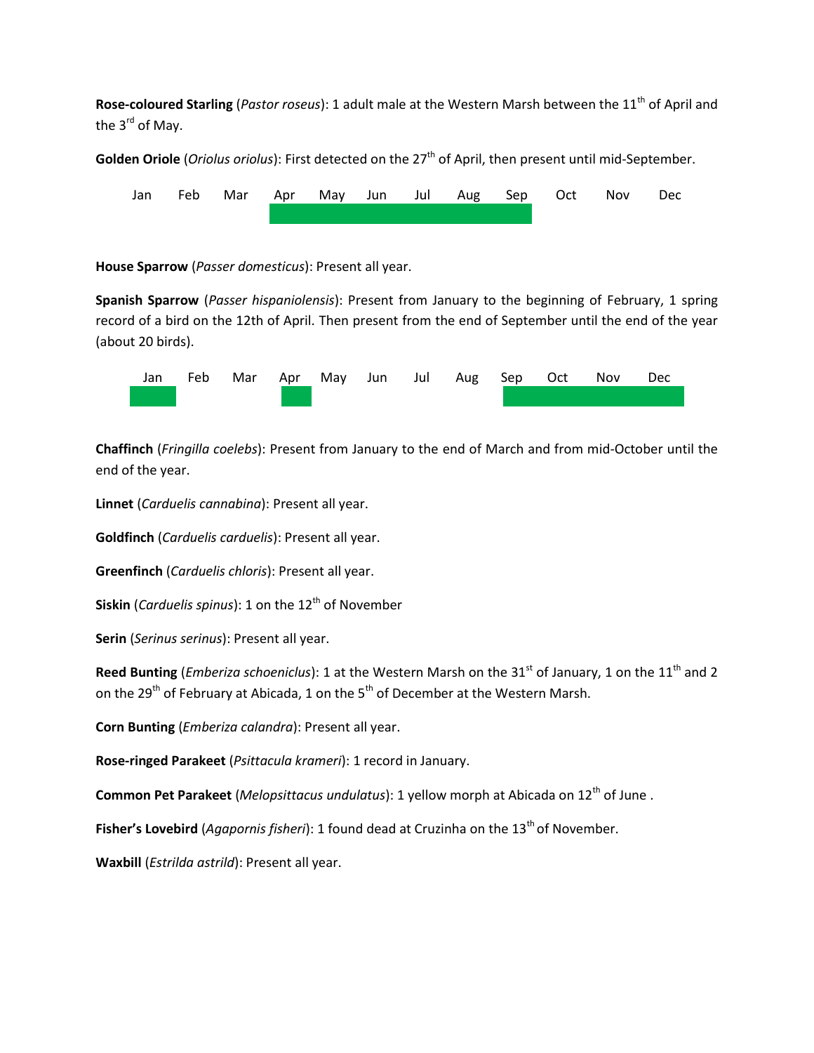**Rose-coloured Starling** (*Pastor roseus*): 1 adult male at the Western Marsh between the 11th of April and the 3rd of May.

**Golden Oriole** (*Oriolus oriolus*): First detected on the 27th of April, then present until mid-September.

| Jan | Feb | Mar | Apr | May | Jun | Jul | Aug | Sep | Oct | Nov | Dec |
|---|---|---|---|---|---|---|---|---|---|---|---|

**House Sparrow** (*Passer domesticus*): Present all year.

**Spanish Sparrow** (*Passer hispaniolensis*): Present from January to the beginning of February, 1 spring record of a bird on the 12th of April. Then present from the end of September until the end of the year (about 20 birds).

| Jan | Feb | Mar | Apr | May | Jun | Jul | Aug | Sep | Oct | Nov | Dec |
|---|---|---|---|---|---|---|---|---|---|---|---|

**Chaffinch** (*Fringilla coelebs*): Present from January to the end of March and from mid-October until the end of the year.

**Linnet** (*Carduelis cannabina*): Present all year.

**Goldfinch** (*Carduelis carduelis*): Present all year.

**Greenfinch** (*Carduelis chloris*): Present all year.

**Siskin** (*Carduelis spinus*): 1 on the 12th of November

**Serin** (*Serinus serinus*): Present all year.

**Reed Bunting** (*Emberiza schoeniclus*): 1 at the Western Marsh on the 31st of January, 1 on the 11th and 2 on the 29th of February at Abicada, 1 on the 5th of December at the Western Marsh.

**Corn Bunting** (*Emberiza calandra*): Present all year.

**Rose-ringed Parakeet** (*Psittacula krameri*): 1 record in January.

**Common Pet Parakeet** (*Melopsittacus undulatus*): 1 yellow morph at Abicada on 12th of June .

**Fisher's Lovebird** (*Agapornis fisheri*): 1 found dead at Cruzinha on the 13th of November.

**Waxbill** (*Estrilda astrild*): Present all year.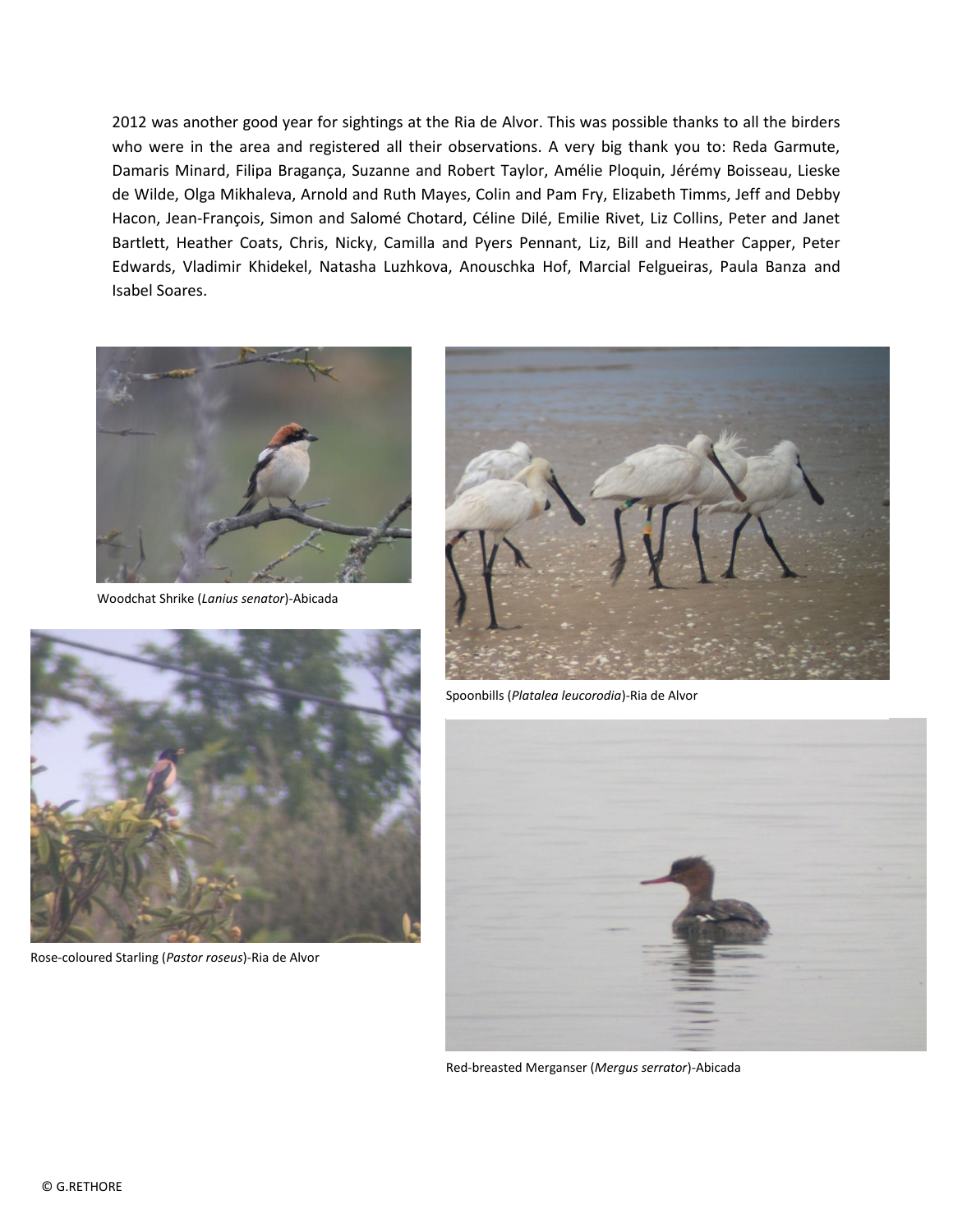2012 was another good year for sightings at the Ria de Alvor. This was possible thanks to all the birders who were in the area and registered all their observations. A very big thank you to: Reda Garmute, Damaris Minard, Filipa Bragança, Suzanne and Robert Taylor, Amélie Ploquin, Jérémy Boisseau, Lieske de Wilde, Olga Mikhaleva, Arnold and Ruth Mayes, Colin and Pam Fry, Elizabeth Timms, Jeff and Debby Hacon, Jean-François, Simon and Salomé Chotard, Céline Dilé, Emilie Rivet, Liz Collins, Peter and Janet Bartlett, Heather Coats, Chris, Nicky, Camilla and Pyers Pennant, Liz, Bill and Heather Capper, Peter Edwards, Vladimir Khidekel, Natasha Luzhkova, Anouschka Hof, Marcial Felgueiras, Paula Banza and Isabel Soares.

Woodchat Shrike (*Lanius senator*)-Abicada

Spoonbills (*Platalea leucorodia*)-Ria de Alvor

Rose-coloured Starling (*Pastor roseus*)-Ria de Alvor

Red-breasted Merganser (*Mergus serrator*)-Abicada

© G.RETHORE